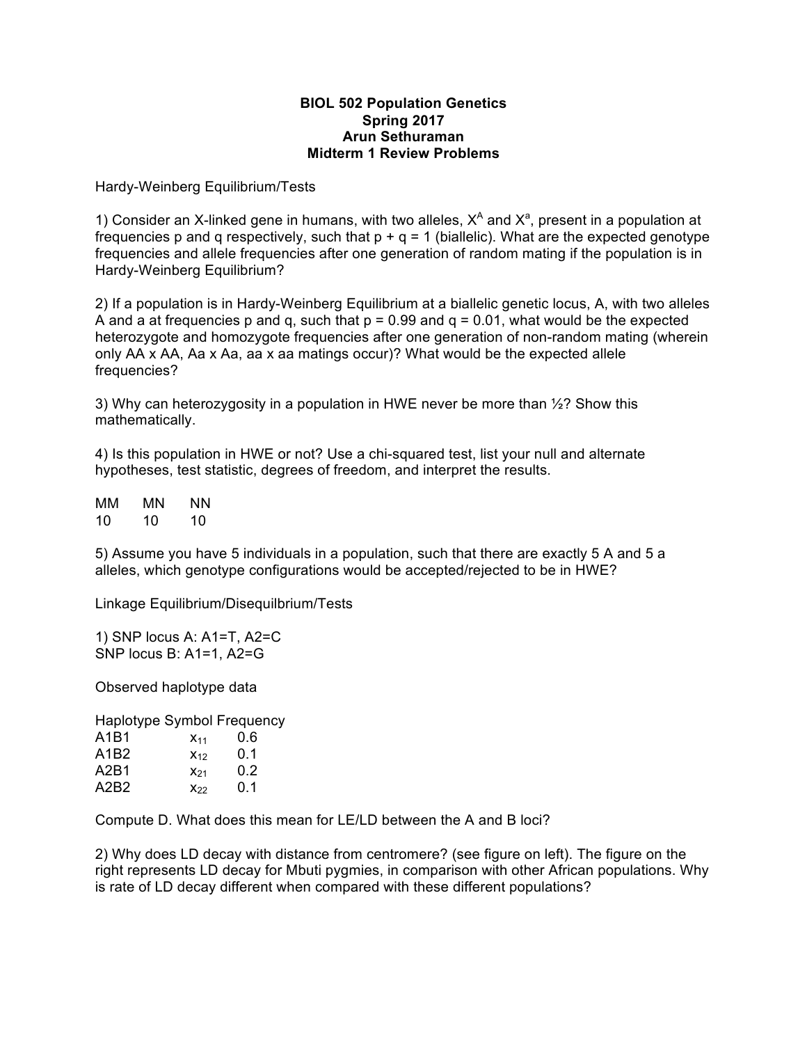**BIOL 502 Population Genetics**
**Spring 2017**
**Arun Sethuraman**
**Midterm 1 Review Problems**

Hardy-Weinberg Equilibrium/Tests

1) Consider an X-linked gene in humans, with two alleles, $X^A$ and $X^a$, present in a population at frequencies p and q respectively, such that p + q = 1 (biallelic). What are the expected genotype frequencies and allele frequencies after one generation of random mating if the population is in Hardy-Weinberg Equilibrium?

2) If a population is in Hardy-Weinberg Equilibrium at a biallelic genetic locus, A, with two alleles A and a at frequencies p and q, such that p = 0.99 and q = 0.01, what would be the expected heterozygote and homozygote frequencies after one generation of non-random mating (wherein only AA x AA, Aa x Aa, aa x aa matings occur)? What would be the expected allele frequencies?

3) Why can heterozygosity in a population in HWE never be more than ½? Show this mathematically.

4) Is this population in HWE or not? Use a chi-squared test, list your null and alternate hypotheses, test statistic, degrees of freedom, and interpret the results.

| MM | MN | NN |
|---|---|---|
| 10 | 10 | 10 |

5) Assume you have 5 individuals in a population, such that there are exactly 5 A and 5 a alleles, which genotype configurations would be accepted/rejected to be in HWE?

Linkage Equilibrium/Disequilbrium/Tests

1) SNP locus A: A1=T, A2=C
SNP locus B: A1=1, A2=G

Observed haplotype data

| Haplotype | Symbol | Frequency |
|---|---|---|
| A1B1 | $x_{11}$ | 0.6 |
| A1B2 | $x_{12}$ | 0.1 |
| A2B1 | $x_{21}$ | 0.2 |
| A2B2 | $x_{22}$ | 0.1 |

Compute D. What does this mean for LE/LD between the A and B loci?

2) Why does LD decay with distance from centromere? (see figure on left). The figure on the right represents LD decay for Mbuti pygmies, in comparison with other African populations. Why is rate of LD decay different when compared with these different populations?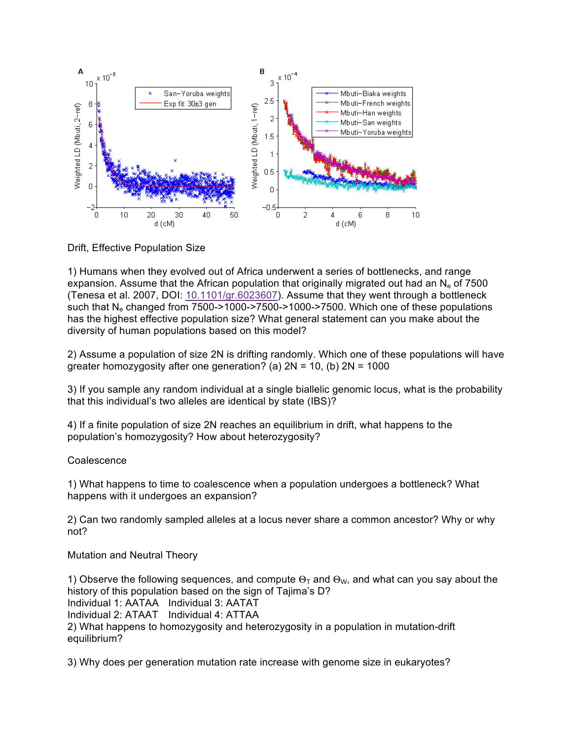A

$\times 10^{-5}$

10

8

6

4

2

0

−2

Weighted LD (Mbuti, 2−ref)

0 10 20 30 40 50

d (cM)

San−Yoruba weights

Exp fit: 30±3 gen

B

$\times 10^{-4}$

3

2.5

2

1.5

1

0.5

0

−0.5

Weighted LD (Mbuti, 1−ref)

0 2 4 6 8 10

d (cM)

Mbuti−Biaka weights

Mbuti−French weights

Mbuti−Han weights

Mbuti−San weights

Mbuti−Yoruba weights

Drift, Effective Population Size

1) Humans when they evolved out of Africa underwent a series of bottlenecks, and range expansion. Assume that the African population that originally migrated out had an $N_e$ of 7500 (Tenesa et al. 2007, DOI: 10.1101/gr.6023607). Assume that they went through a bottleneck such that $N_e$ changed from 7500->1000->7500->1000->7500. Which one of these populations has the highest effective population size? What general statement can you make about the diversity of human populations based on this model?

2) Assume a population of size 2N is drifting randomly. Which one of these populations will have greater homozygosity after one generation? (a) 2N = 10, (b) 2N = 1000

3) If you sample any random individual at a single biallelic genomic locus, what is the probability that this individual's two alleles are identical by state (IBS)?

4) If a finite population of size 2N reaches an equilibrium in drift, what happens to the population's homozygosity? How about heterozygosity?

Coalescence

1) What happens to time to coalescence when a population undergoes a bottleneck? What happens with it undergoes an expansion?

2) Can two randomly sampled alleles at a locus never share a common ancestor? Why or why not?

Mutation and Neutral Theory

1) Observe the following sequences, and compute $\Theta_T$ and $\Theta_W$, and what can you say about the history of this population based on the sign of Tajima's D?

Individual 1: AATAA Individual 3: AATAT

Individual 2: ATAAT Individual 4: ATTAA

2) What happens to homozygosity and heterozygosity in a population in mutation-drift equilibrium?

3) Why does per generation mutation rate increase with genome size in eukaryotes?